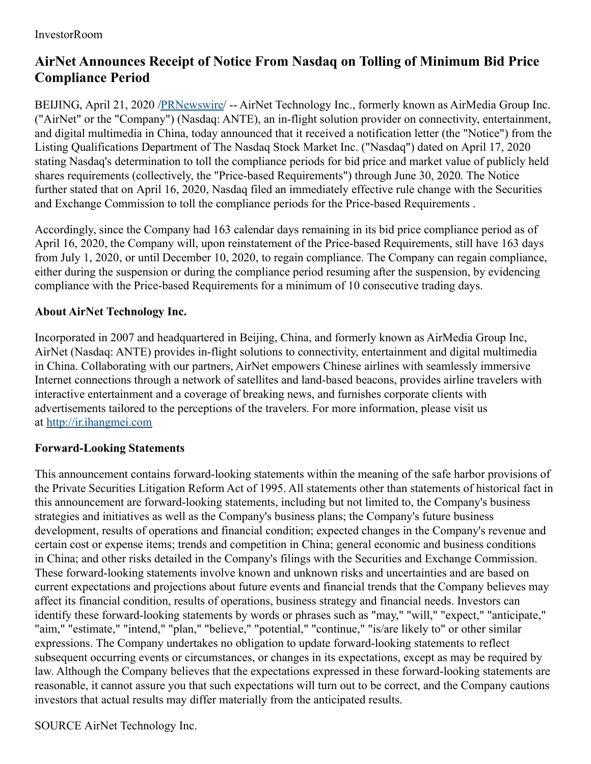InvestorRoom

# AirNet Announces Receipt of Notice From Nasdaq on Tolling of Minimum Bid Price Compliance Period

BEIJING, April 21, 2020 /PRNewswire/ -- AirNet Technology Inc., formerly known as AirMedia Group Inc. ("AirNet" or the "Company") (Nasdaq: ANTE), an in-flight solution provider on connectivity, entertainment, and digital multimedia in China, today announced that it received a notification letter (the "Notice") from the Listing Qualifications Department of The Nasdaq Stock Market Inc. ("Nasdaq") dated on April 17, 2020 stating Nasdaq's determination to toll the compliance periods for bid price and market value of publicly held shares requirements (collectively, the "Price-based Requirements") through June 30, 2020. The Notice further stated that on April 16, 2020, Nasdaq filed an immediately effective rule change with the Securities and Exchange Commission to toll the compliance periods for the Price-based Requirements .

Accordingly, since the Company had 163 calendar days remaining in its bid price compliance period as of April 16, 2020, the Company will, upon reinstatement of the Price-based Requirements, still have 163 days from July 1, 2020, or until December 10, 2020, to regain compliance. The Company can regain compliance, either during the suspension or during the compliance period resuming after the suspension, by evidencing compliance with the Price-based Requirements for a minimum of 10 consecutive trading days.

### About AirNet Technology Inc.

Incorporated in 2007 and headquartered in Beijing, China, and formerly known as AirMedia Group Inc, AirNet (Nasdaq: ANTE) provides in-flight solutions to connectivity, entertainment and digital multimedia in China. Collaborating with our partners, AirNet empowers Chinese airlines with seamlessly immersive Internet connections through a network of satellites and land-based beacons, provides airline travelers with interactive entertainment and a coverage of breaking news, and furnishes corporate clients with advertisements tailored to the perceptions of the travelers. For more information, please visit us at http://ir.ihangmei.com

### Forward-Looking Statements

This announcement contains forward-looking statements within the meaning of the safe harbor provisions of the Private Securities Litigation Reform Act of 1995. All statements other than statements of historical fact in this announcement are forward-looking statements, including but not limited to, the Company's business strategies and initiatives as well as the Company's business plans; the Company's future business development, results of operations and financial condition; expected changes in the Company's revenue and certain cost or expense items; trends and competition in China; general economic and business conditions in China; and other risks detailed in the Company's filings with the Securities and Exchange Commission. These forward-looking statements involve known and unknown risks and uncertainties and are based on current expectations and projections about future events and financial trends that the Company believes may affect its financial condition, results of operations, business strategy and financial needs. Investors can identify these forward-looking statements by words or phrases such as "may," "will," "expect," "anticipate," "aim," "estimate," "intend," "plan," "believe," "potential," "continue," "is/are likely to" or other similar expressions. The Company undertakes no obligation to update forward-looking statements to reflect subsequent occurring events or circumstances, or changes in its expectations, except as may be required by law. Although the Company believes that the expectations expressed in these forward-looking statements are reasonable, it cannot assure you that such expectations will turn out to be correct, and the Company cautions investors that actual results may differ materially from the anticipated results.

SOURCE AirNet Technology Inc.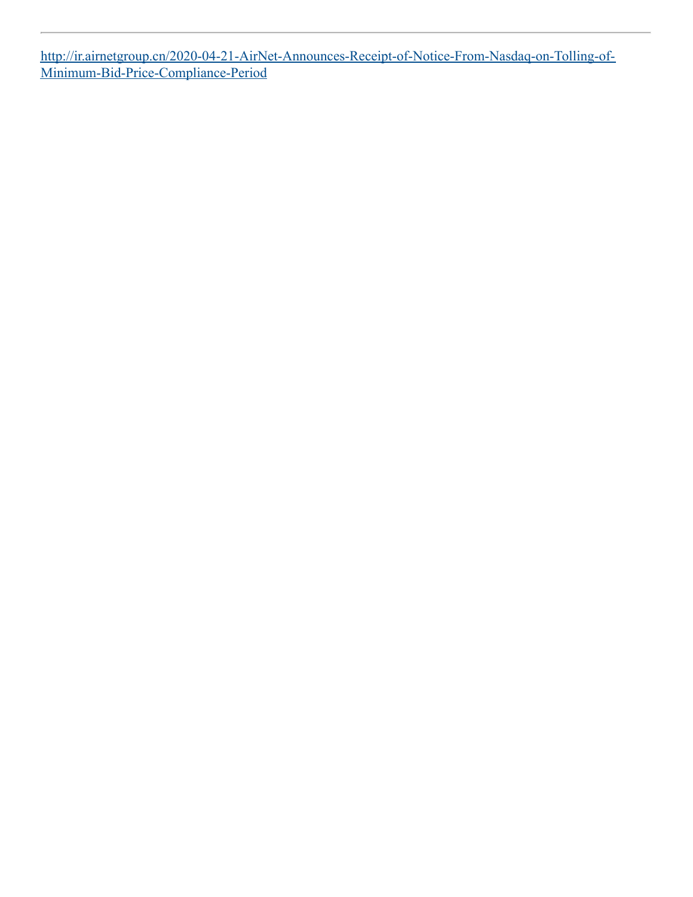---

http://ir.airnetgroup.cn/2020-04-21-AirNet-Announces-Receipt-of-Notice-From-Nasdaq-on-Tolling-of-Minimum-Bid-Price-Compliance-Period